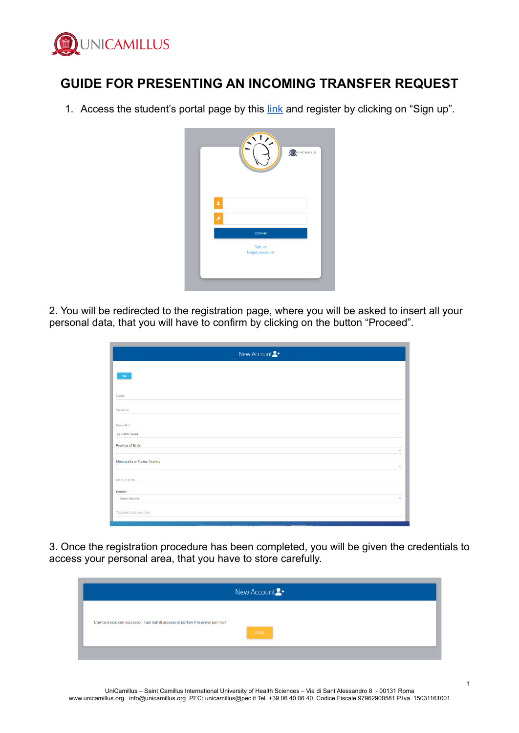# GUIDE FOR PRESENTING AN INCOMING TRANSFER REQUEST

1. Access the student's portal page by this link and register by clicking on "Sign up".

2. You will be redirected to the registration page, where you will be asked to insert all your personal data, that you will have to confirm by clicking on the button "Proceed".

3. Once the registration procedure has been completed, you will be given the credentials to access your personal area, that you have to store carefully.

UniCamillus – Saint Camillus International University of Health Sciences – Via di Sant'Alessandro 8 - 00131 Roma
www.unicamillus.org info@unicamillus.org PEC: unicamillus@pec.it Tel. +39 06 40 06 40 Codice Fiscale 97962900581 P.Iva. 15031161001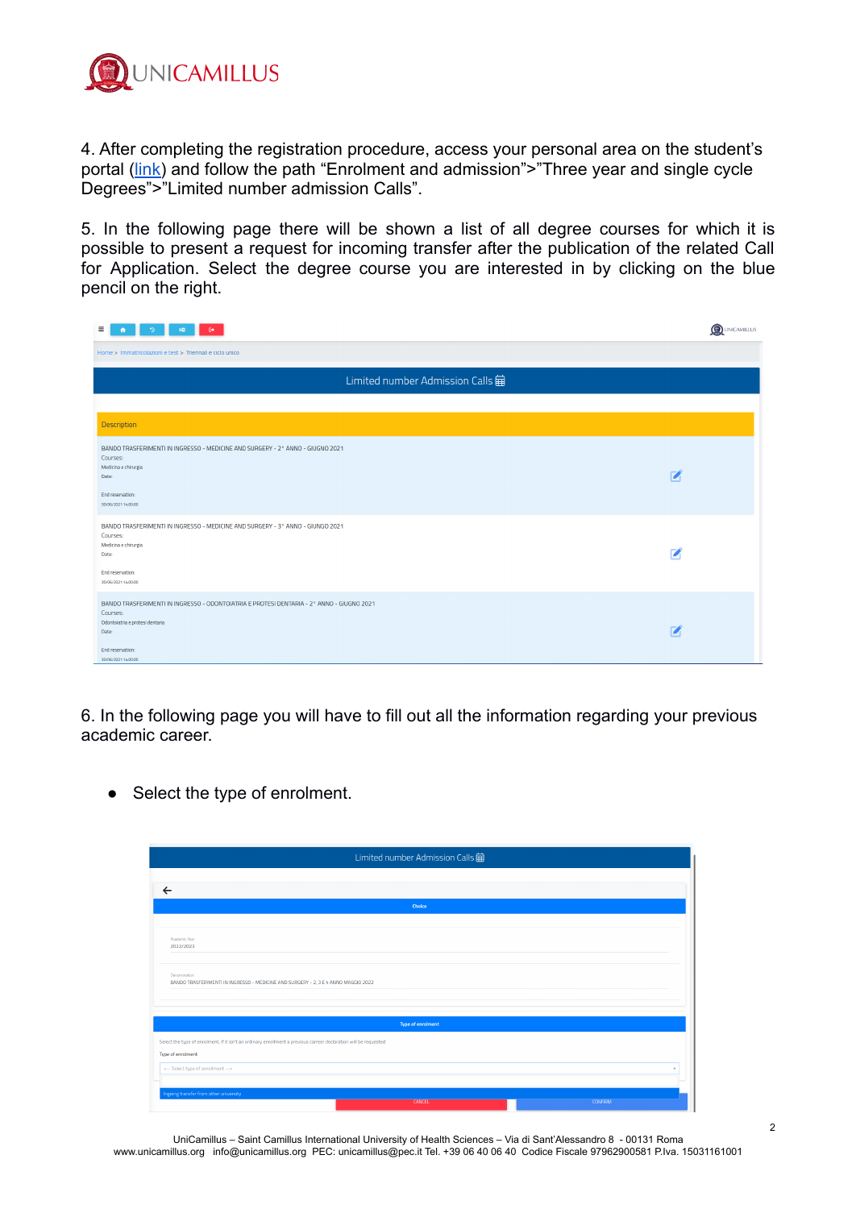4. After completing the registration procedure, access your personal area on the student's portal (link) and follow the path "Enrolment and admission">"Three year and single cycle Degrees">"Limited number admission Calls".

5. In the following page there will be shown a list of all degree courses for which it is possible to present a request for incoming transfer after the publication of the related Call for Application. Select the degree course you are interested in by clicking on the blue pencil on the right.

6. In the following page you will have to fill out all the information regarding your previous academic career.

- Select the type of enrolment.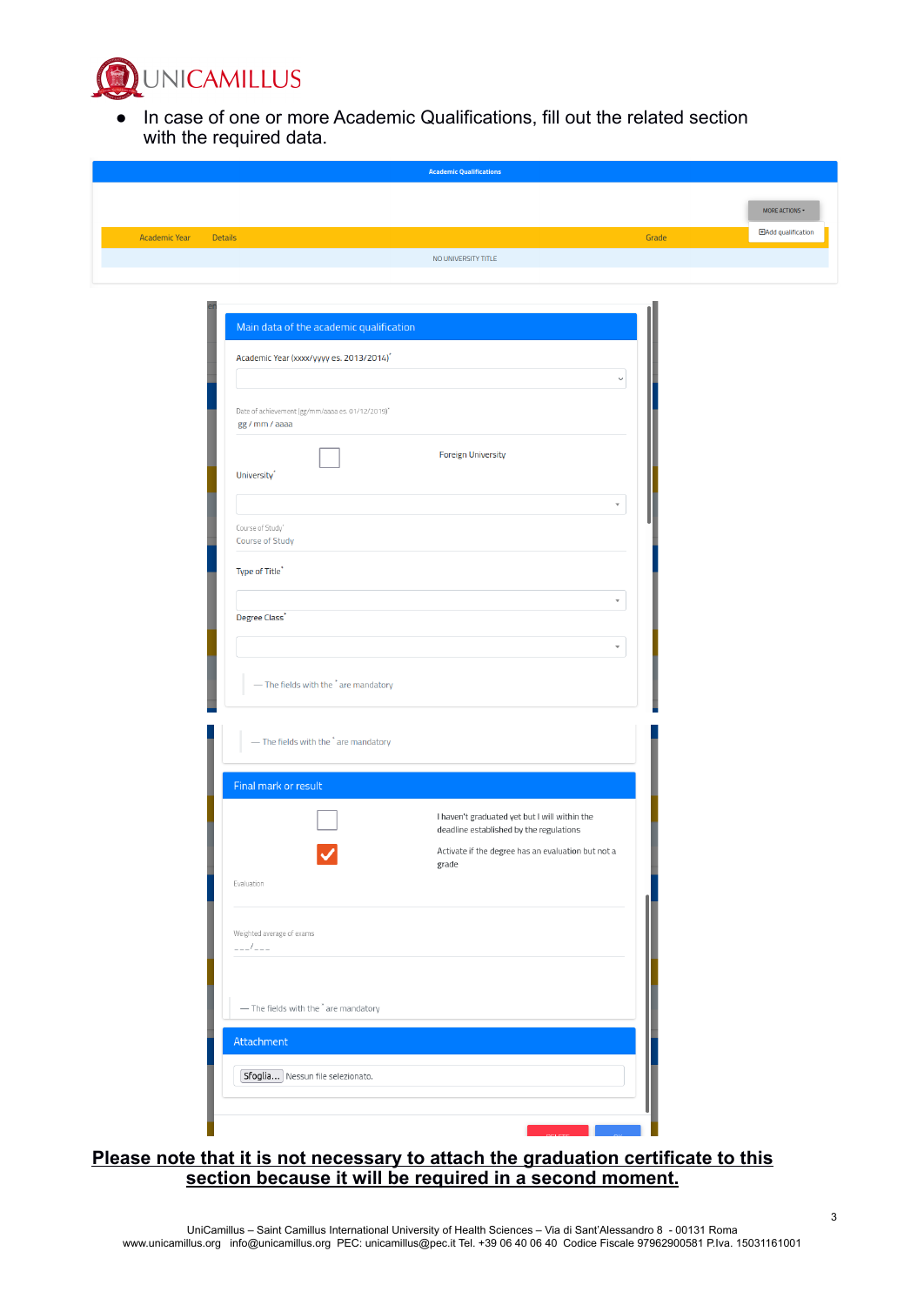- In case of one or more Academic Qualifications, fill out the related section with the required data.

Academic Qualifications

MORE ACTIONS

Add qualification

| Academic Year | Details | Grade |
| --- | --- | --- |
| NO UNIVERSITY TITLE | | |

Main data of the academic qualification

Academic Year (xxxx/yyyy es. 2013/2014)*

Date of achievement (gg/mm/aaaa es. 01/12/2019)*
gg / mm / aaaa

Foreign University

University*

Course of Study*
Course of Study

Type of Title*

Degree Class*

— The fields with the * are mandatory

— The fields with the * are mandatory

Final mark or result

I haven't graduated yet but I will within the deadline established by the regulations

Activate if the degree has an evaluation but not a grade

Evaluation

Weighted average of exams
___/___

— The fields with the * are mandatory

Attachment

Sfoglia... Nessun file selezionato.

**Please note that it is not necessary to attach the graduation certificate to this section because it will be required in a second moment.**

UniCamillus – Saint Camillus International University of Health Sciences – Via di Sant'Alessandro 8 - 00131 Roma
www.unicamillus.org info@unicamillus.org PEC: unicamillus@pec.it Tel. +39 06 40 06 40 Codice Fiscale 97962900581 P.Iva. 15031161001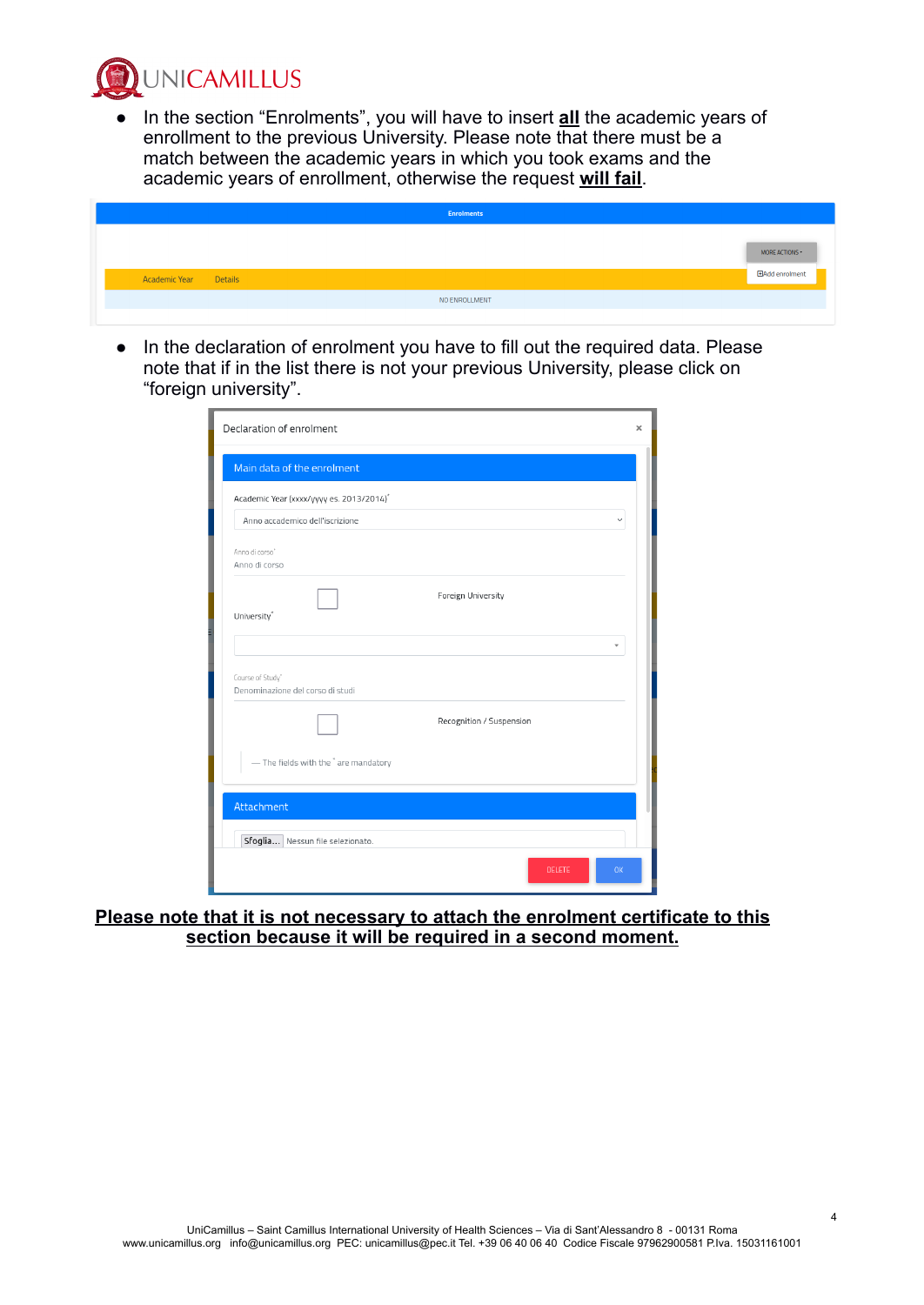- In the section “Enrolments”, you will have to insert **all** the academic years of enrollment to the previous University. Please note that there must be a match between the academic years in which you took exams and the academic years of enrollment, otherwise the request **will fail**.

- In the declaration of enrolment you have to fill out the required data. Please note that if in the list there is not your previous University, please click on “foreign university”.

**Please note that it is not necessary to attach the enrolment certificate to this section because it will be required in a second moment.**

UniCamillus – Saint Camillus International University of Health Sciences – Via di Sant'Alessandro 8 - 00131 Roma
www.unicamillus.org info@unicamillus.org PEC: unicamillus@pec.it Tel. +39 06 40 06 40 Codice Fiscale 97962900581 P.Iva. 15031161001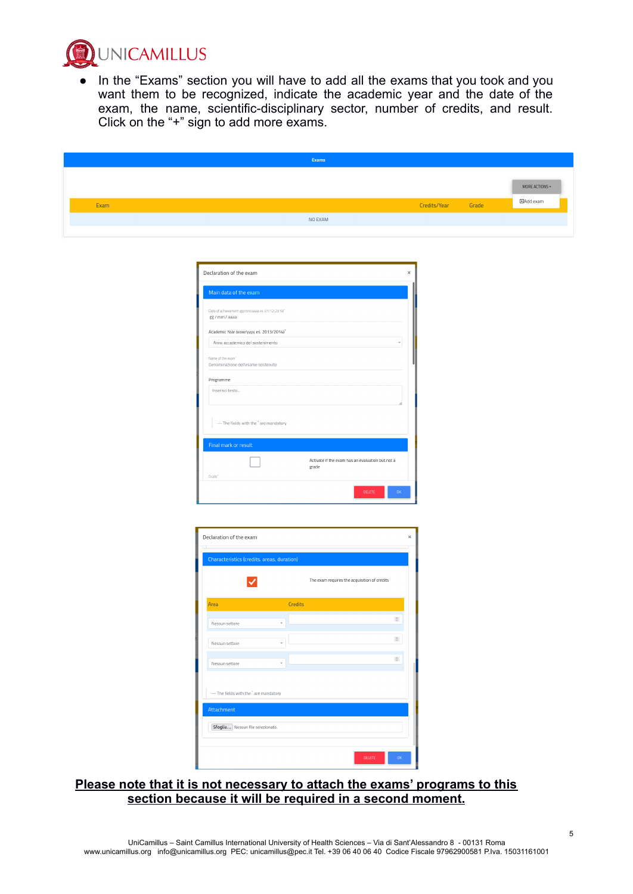- In the "Exams" section you will have to add all the exams that you took and you want them to be recognized, indicate the academic year and the date of the exam, the name, scientific-disciplinary sector, number of credits, and result. Click on the "+" sign to add more exams.

**Please note that it is not necessary to attach the exams' programs to this section because it will be required in a second moment.**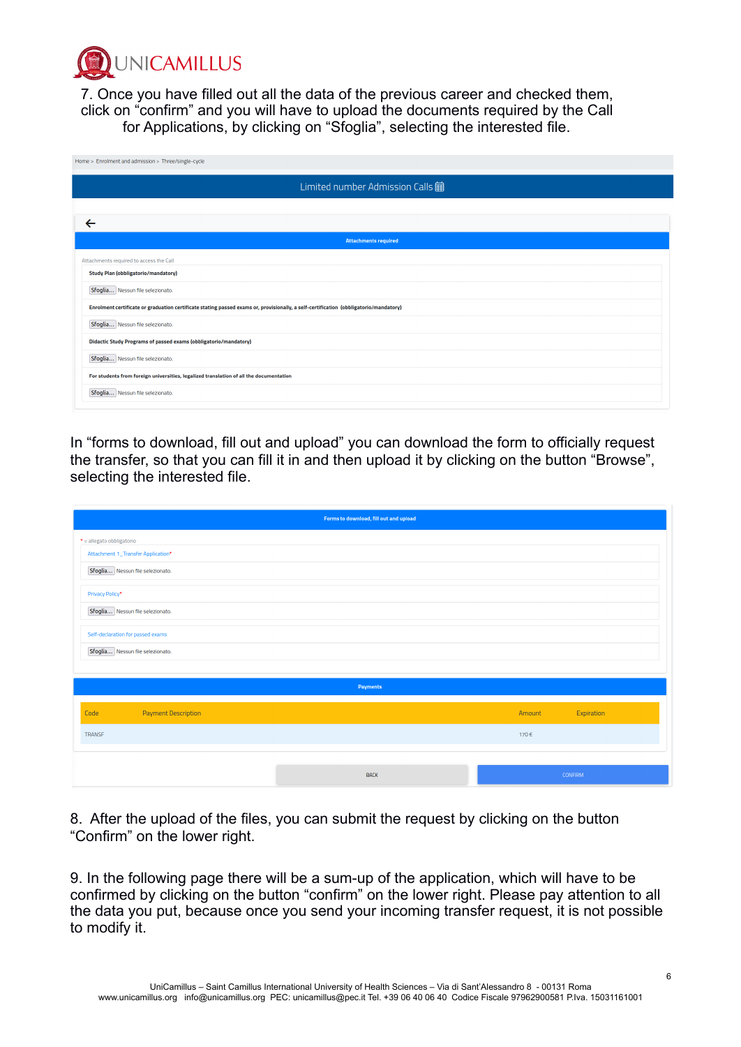7. Once you have filled out all the data of the previous career and checked them, click on "confirm" and you will have to upload the documents required by the Call for Applications, by clicking on "Sfoglia", selecting the interested file.

Home > Enrolment and admission > Three/single-cycle

**Limited number Admission Calls**

**Attachments required**

Attachments required to access the Call

**Study Plan (obbligatorio/mandatory)**

Sfoglia... Nessun file selezionato.

**Enrolment certificate or graduation certificate stating passed exams or, provisionally, a self-certification (obbligatorio/mandatory)**

Sfoglia... Nessun file selezionato.

**Didactic Study Programs of passed exams (obbligatorio/mandatory)**

Sfoglia... Nessun file selezionato.

**For students from foreign universities, legalized translation of all the documentation**

Sfoglia... Nessun file selezionato.

In "forms to download, fill out and upload" you can download the form to officially request the transfer, so that you can fill it in and then upload it by clicking on the button "Browse", selecting the interested file.

**Forms to download, fill out and upload**

* = allegato obbligatorio

Attachment 1_Transfer Application*

Sfoglia... Nessun file selezionato.

Privacy Policy*

Sfoglia... Nessun file selezionato.

Self-declaration for passed exams

Sfoglia... Nessun file selezionato.

**Payments**

| Code | Payment Description | Amount | Expiration |
|---|---|---|---|
| TRANSF | | 170 € | |

BACK | CONFIRM

8. After the upload of the files, you can submit the request by clicking on the button "Confirm" on the lower right.

9. In the following page there will be a sum-up of the application, which will have to be confirmed by clicking on the button "confirm" on the lower right. Please pay attention to all the data you put, because once you send your incoming transfer request, it is not possible to modify it.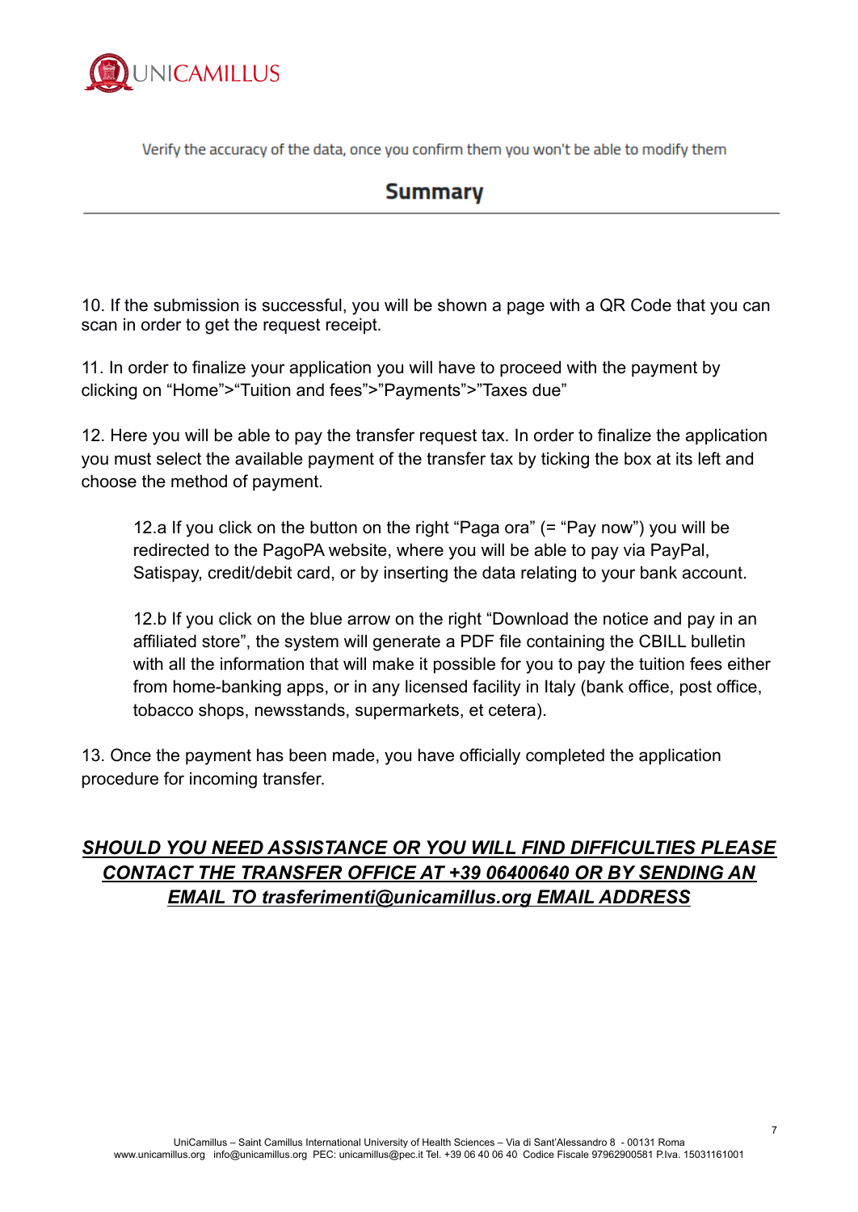Verify the accuracy of the data, once you confirm them you won't be able to modify them

## Summary

10. If the submission is successful, you will be shown a page with a QR Code that you can scan in order to get the request receipt.

11. In order to finalize your application you will have to proceed with the payment by clicking on "Home">"Tuition and fees">"Payments">"Taxes due"

12. Here you will be able to pay the transfer request tax. In order to finalize the application you must select the available payment of the transfer tax by ticking the box at its left and choose the method of payment.

   12.a If you click on the button on the right "Paga ora" (= "Pay now") you will be redirected to the PagoPA website, where you will be able to pay via PayPal, Satispay, credit/debit card, or by inserting the data relating to your bank account.

   12.b If you click on the blue arrow on the right "Download the notice and pay in an affiliated store", the system will generate a PDF file containing the CBILL bulletin with all the information that will make it possible for you to pay the tuition fees either from home-banking apps, or in any licensed facility in Italy (bank office, post office, tobacco shops, newsstands, supermarkets, et cetera).

13. Once the payment has been made, you have officially completed the application procedure for incoming transfer.

***SHOULD YOU NEED ASSISTANCE OR YOU WILL FIND DIFFICULTIES PLEASE CONTACT THE TRANSFER OFFICE AT +39 06400640 OR BY SENDING AN EMAIL TO trasferimenti@unicamillus.org EMAIL ADDRESS***